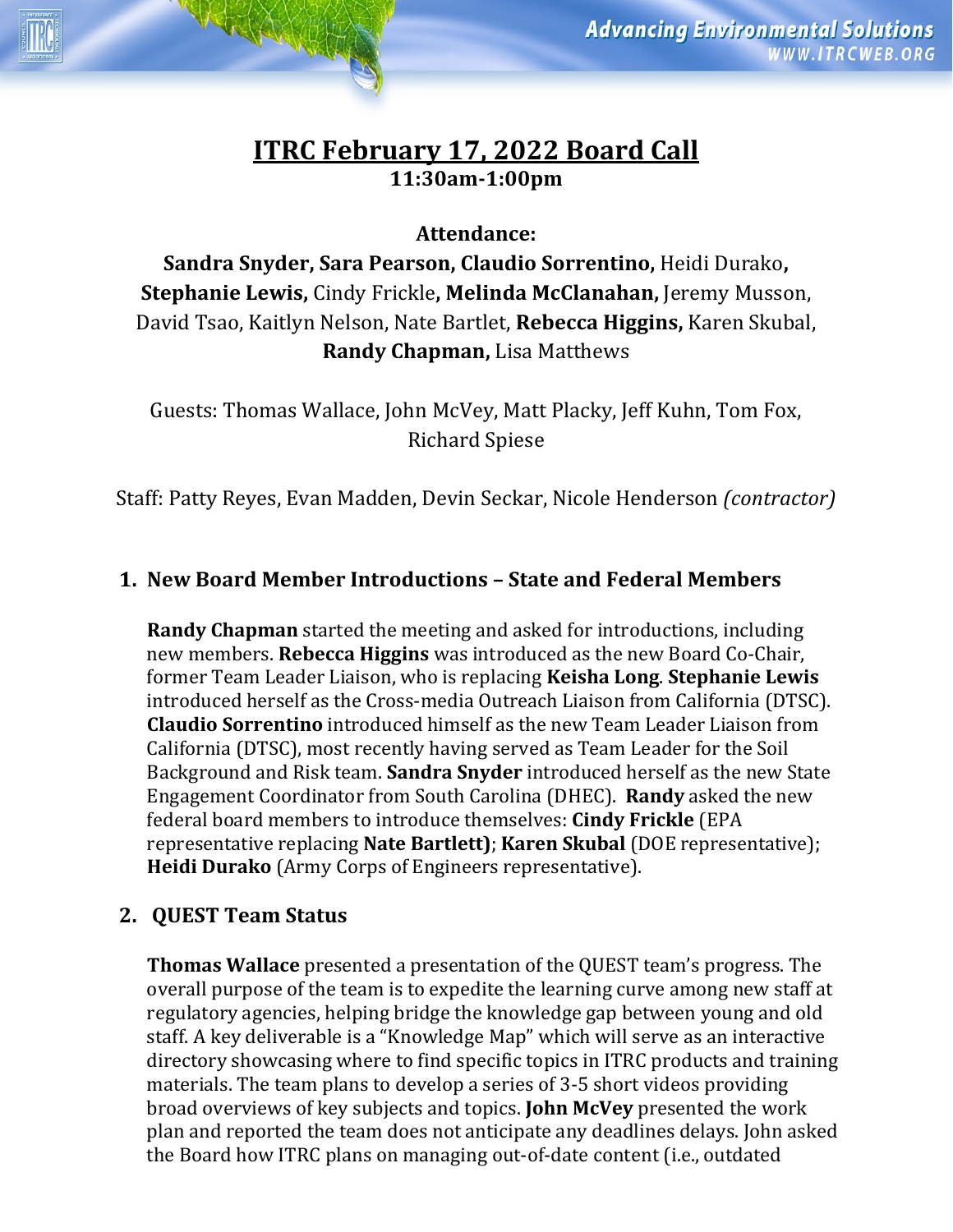# ITRC February 17, 2022 Board Call

**11:30am-1:00pm**

**Attendance:**

**Sandra Snyder, Sara Pearson, Claudio Sorrentino,** Heidi Durako**, Stephanie Lewis,** Cindy Frickle**, Melinda McClanahan,** Jeremy Musson, David Tsao, Kaitlyn Nelson, Nate Bartlet, **Rebecca Higgins,** Karen Skubal, **Randy Chapman,** Lisa Matthews

Guests: Thomas Wallace, John McVey, Matt Placky, Jeff Kuhn, Tom Fox, Richard Spiese

Staff: Patty Reyes, Evan Madden, Devin Seckar, Nicole Henderson *(contractor)*

## 1. New Board Member Introductions – State and Federal Members

**Randy Chapman** started the meeting and asked for introductions, including new members. **Rebecca Higgins** was introduced as the new Board Co-Chair, former Team Leader Liaison, who is replacing **Keisha Long**. **Stephanie Lewis** introduced herself as the Cross-media Outreach Liaison from California (DTSC). **Claudio Sorrentino** introduced himself as the new Team Leader Liaison from California (DTSC), most recently having served as Team Leader for the Soil Background and Risk team. **Sandra Snyder** introduced herself as the new State Engagement Coordinator from South Carolina (DHEC). **Randy** asked the new federal board members to introduce themselves: **Cindy Frickle** (EPA representative replacing **Nate Bartlett)**; **Karen Skubal** (DOE representative); **Heidi Durako** (Army Corps of Engineers representative).

## 2. QUEST Team Status

**Thomas Wallace** presented a presentation of the QUEST team's progress. The overall purpose of the team is to expedite the learning curve among new staff at regulatory agencies, helping bridge the knowledge gap between young and old staff. A key deliverable is a "Knowledge Map" which will serve as an interactive directory showcasing where to find specific topics in ITRC products and training materials. The team plans to develop a series of 3-5 short videos providing broad overviews of key subjects and topics. **John McVey** presented the work plan and reported the team does not anticipate any deadlines delays. John asked the Board how ITRC plans on managing out-of-date content (i.e., outdated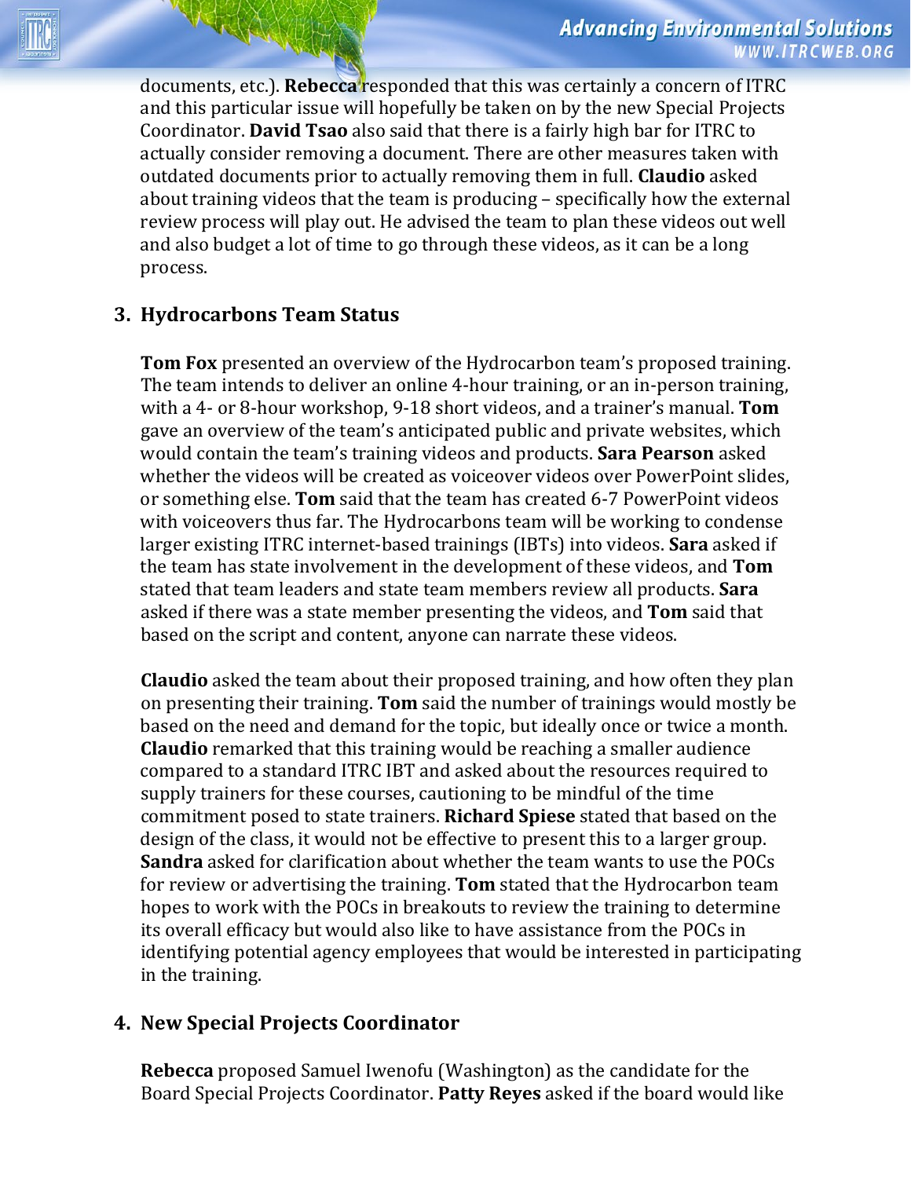documents, etc.). **Rebecca** responded that this was certainly a concern of ITRC and this particular issue will hopefully be taken on by the new Special Projects Coordinator. **David Tsao** also said that there is a fairly high bar for ITRC to actually consider removing a document. There are other measures taken with outdated documents prior to actually removing them in full. **Claudio** asked about training videos that the team is producing – specifically how the external review process will play out. He advised the team to plan these videos out well and also budget a lot of time to go through these videos, as it can be a long process.

## 3. Hydrocarbons Team Status

**Tom Fox** presented an overview of the Hydrocarbon team's proposed training. The team intends to deliver an online 4-hour training, or an in-person training, with a 4- or 8-hour workshop, 9-18 short videos, and a trainer's manual. **Tom** gave an overview of the team's anticipated public and private websites, which would contain the team's training videos and products. **Sara Pearson** asked whether the videos will be created as voiceover videos over PowerPoint slides, or something else. **Tom** said that the team has created 6-7 PowerPoint videos with voiceovers thus far. The Hydrocarbons team will be working to condense larger existing ITRC internet-based trainings (IBTs) into videos. **Sara** asked if the team has state involvement in the development of these videos, and **Tom** stated that team leaders and state team members review all products. **Sara** asked if there was a state member presenting the videos, and **Tom** said that based on the script and content, anyone can narrate these videos.

**Claudio** asked the team about their proposed training, and how often they plan on presenting their training. **Tom** said the number of trainings would mostly be based on the need and demand for the topic, but ideally once or twice a month. **Claudio** remarked that this training would be reaching a smaller audience compared to a standard ITRC IBT and asked about the resources required to supply trainers for these courses, cautioning to be mindful of the time commitment posed to state trainers. **Richard Spiese** stated that based on the design of the class, it would not be effective to present this to a larger group. **Sandra** asked for clarification about whether the team wants to use the POCs for review or advertising the training. **Tom** stated that the Hydrocarbon team hopes to work with the POCs in breakouts to review the training to determine its overall efficacy but would also like to have assistance from the POCs in identifying potential agency employees that would be interested in participating in the training.

## 4. New Special Projects Coordinator

**Rebecca** proposed Samuel Iwenofu (Washington) as the candidate for the Board Special Projects Coordinator. **Patty Reyes** asked if the board would like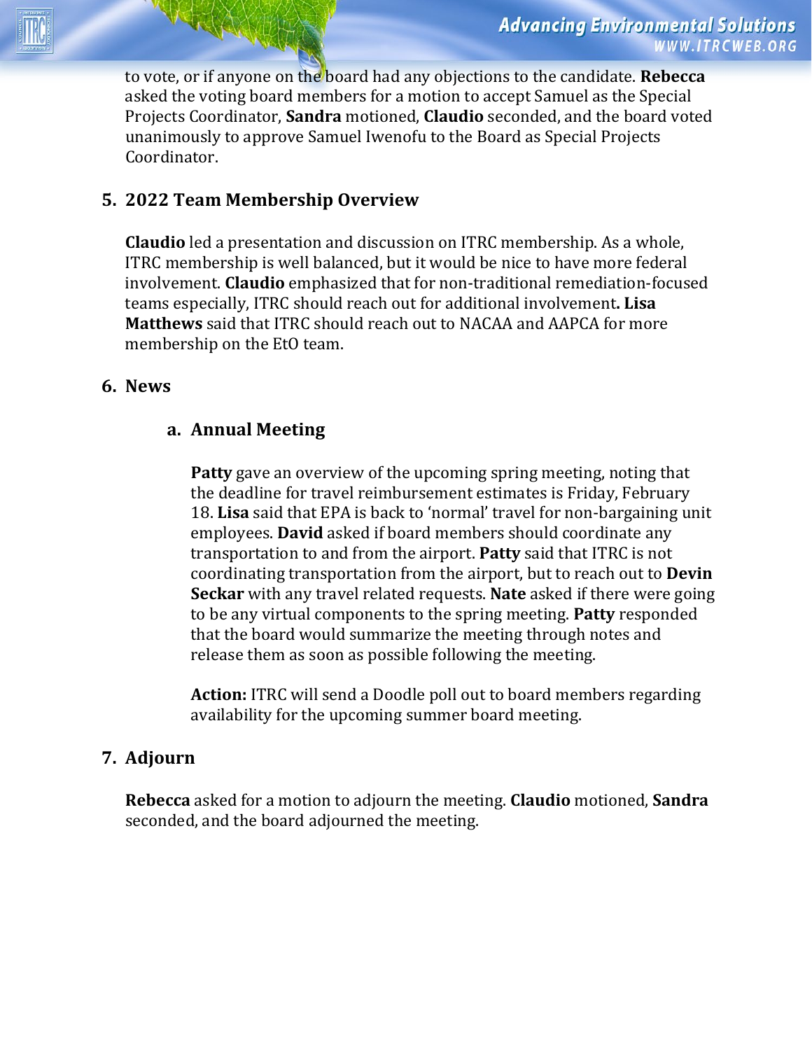to vote, or if anyone on the board had any objections to the candidate. **Rebecca** asked the voting board members for a motion to accept Samuel as the Special Projects Coordinator, **Sandra** motioned, **Claudio** seconded, and the board voted unanimously to approve Samuel Iwenofu to the Board as Special Projects Coordinator.

## 5. 2022 Team Membership Overview

**Claudio** led a presentation and discussion on ITRC membership. As a whole, ITRC membership is well balanced, but it would be nice to have more federal involvement. **Claudio** emphasized that for non-traditional remediation-focused teams especially, ITRC should reach out for additional involvement**. Lisa Matthews** said that ITRC should reach out to NACAA and AAPCA for more membership on the EtO team.

## 6. News

### a. Annual Meeting

**Patty** gave an overview of the upcoming spring meeting, noting that the deadline for travel reimbursement estimates is Friday, February 18. **Lisa** said that EPA is back to 'normal' travel for non-bargaining unit employees. **David** asked if board members should coordinate any transportation to and from the airport. **Patty** said that ITRC is not coordinating transportation from the airport, but to reach out to **Devin Seckar** with any travel related requests. **Nate** asked if there were going to be any virtual components to the spring meeting. **Patty** responded that the board would summarize the meeting through notes and release them as soon as possible following the meeting.

**Action:** ITRC will send a Doodle poll out to board members regarding availability for the upcoming summer board meeting.

## 7. Adjourn

**Rebecca** asked for a motion to adjourn the meeting. **Claudio** motioned, **Sandra** seconded, and the board adjourned the meeting.